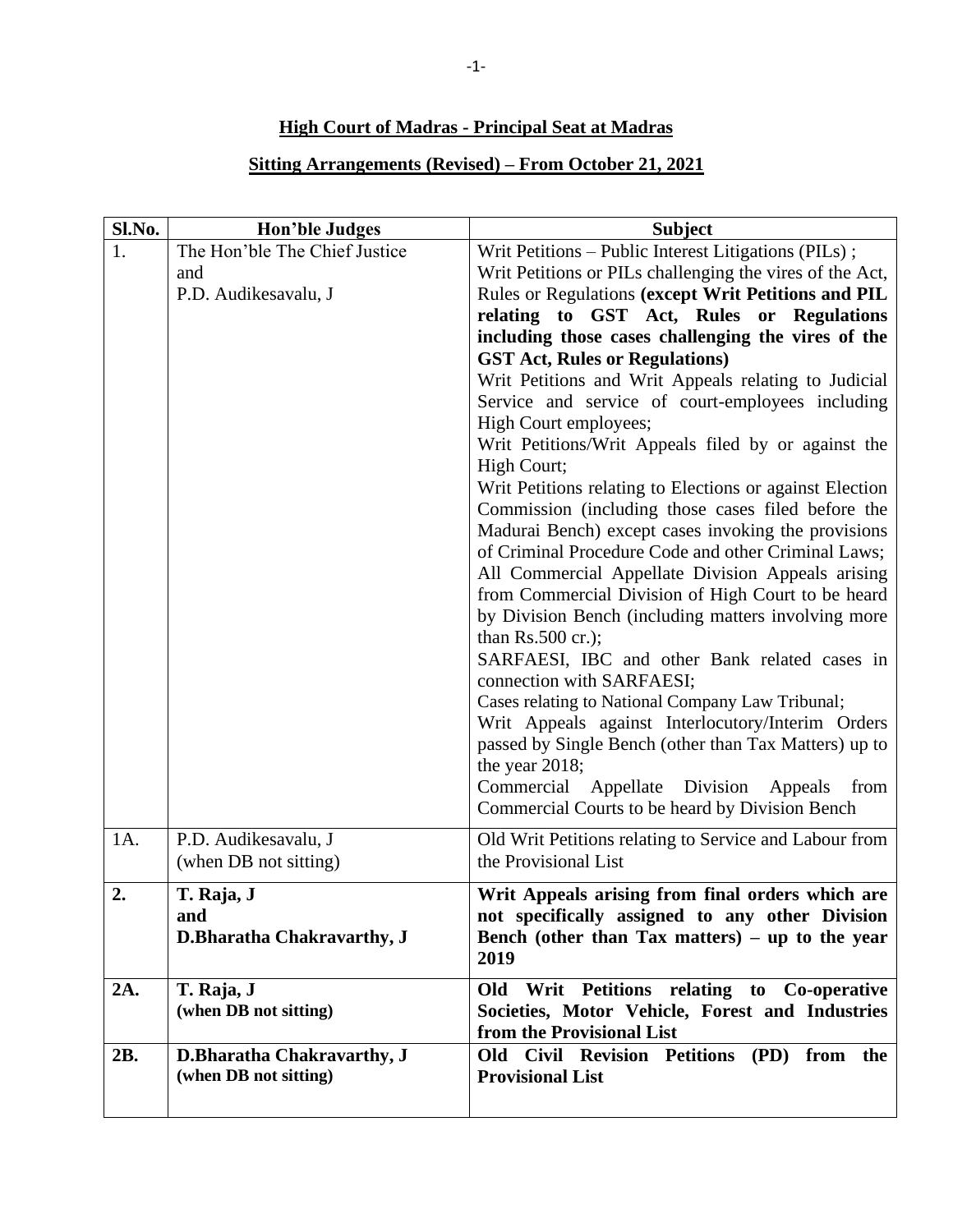## High Court of Madras - Principal Seat at Madras

## Sitting Arrangements (Revised) – From October 21, 2021

| Sl.No. | Hon'ble Judges | Subject |
|---|---|---|
| 1. | The Hon'ble The Chief Justice and P.D. Audikesavalu, J | Writ Petitions – Public Interest Litigations (PILs) ; Writ Petitions or PILs challenging the vires of the Act, Rules or Regulations **(except Writ Petitions and PIL relating to GST Act, Rules or Regulations including those cases challenging the vires of the GST Act, Rules or Regulations)** Writ Petitions and Writ Appeals relating to Judicial Service and service of court-employees including High Court employees; Writ Petitions/Writ Appeals filed by or against the High Court; Writ Petitions relating to Elections or against Election Commission (including those cases filed before the Madurai Bench) except cases invoking the provisions of Criminal Procedure Code and other Criminal Laws; All Commercial Appellate Division Appeals arising from Commercial Division of High Court to be heard by Division Bench (including matters involving more than Rs.500 cr.); SARFAESI, IBC and other Bank related cases in connection with SARFAESI; Cases relating to National Company Law Tribunal; Writ Appeals against Interlocutory/Interim Orders passed by Single Bench (other than Tax Matters) up to the year 2018; Commercial Appellate Division Appeals from Commercial Courts to be heard by Division Bench |
| 1A. | P.D. Audikesavalu, J (when DB not sitting) | Old Writ Petitions relating to Service and Labour from the Provisional List |
| **2.** | **T. Raja, J and D.Bharatha Chakravarthy, J** | **Writ Appeals arising from final orders which are not specifically assigned to any other Division Bench (other than Tax matters) – up to the year 2019** |
| **2A.** | **T. Raja, J (when DB not sitting)** | **Old Writ Petitions relating to Co-operative Societies, Motor Vehicle, Forest and Industries from the Provisional List** |
| **2B.** | **D.Bharatha Chakravarthy, J (when DB not sitting)** | **Old Civil Revision Petitions (PD) from the Provisional List** |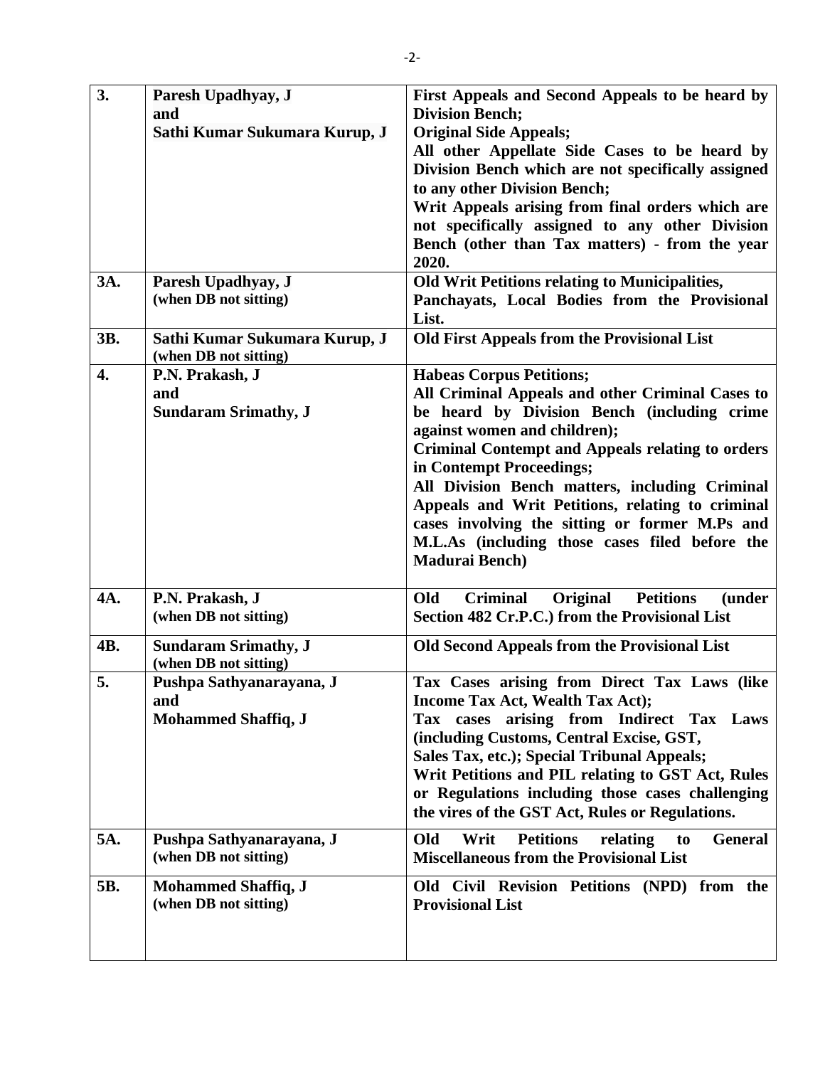| | | |
|---|---|---|
| **3.** | **Paresh Upadhyay, J**<br>**and**<br>**Sathi Kumar Sukumara Kurup, J** | **First Appeals and Second Appeals to be heard by Division Bench;**<br>**Original Side Appeals;**<br>**All other Appellate Side Cases to be heard by Division Bench which are not specifically assigned to any other Division Bench;**<br>**Writ Appeals arising from final orders which are not specifically assigned to any other Division Bench (other than Tax matters) - from the year 2020.** |
| **3A.** | **Paresh Upadhyay, J**<br>**(when DB not sitting)** | **Old Writ Petitions relating to Municipalities, Panchayats, Local Bodies from the Provisional List.** |
| **3B.** | **Sathi Kumar Sukumara Kurup, J**<br>**(when DB not sitting)** | **Old First Appeals from the Provisional List** |
| **4.** | **P.N. Prakash, J**<br>**and**<br>**Sundaram Srimathy, J** | **Habeas Corpus Petitions;**<br>**All Criminal Appeals and other Criminal Cases to be heard by Division Bench (including crime against women and children);**<br>**Criminal Contempt and Appeals relating to orders in Contempt Proceedings;**<br>**All Division Bench matters, including Criminal Appeals and Writ Petitions, relating to criminal cases involving the sitting or former M.Ps and M.L.As (including those cases filed before the Madurai Bench)** |
| **4A.** | **P.N. Prakash, J**<br>**(when DB not sitting)** | **Old Criminal Original Petitions (under Section 482 Cr.P.C.) from the Provisional List** |
| **4B.** | **Sundaram Srimathy, J**<br>**(when DB not sitting)** | **Old Second Appeals from the Provisional List** |
| **5.** | **Pushpa Sathyanarayana, J**<br>**and**<br>**Mohammed Shaffiq, J** | **Tax Cases arising from Direct Tax Laws (like Income Tax Act, Wealth Tax Act);**<br>**Tax cases arising from Indirect Tax Laws (including Customs, Central Excise, GST, Sales Tax, etc.); Special Tribunal Appeals;**<br>**Writ Petitions and PIL relating to GST Act, Rules or Regulations including those cases challenging the vires of the GST Act, Rules or Regulations.** |
| **5A.** | **Pushpa Sathyanarayana, J**<br>**(when DB not sitting)** | **Old Writ Petitions relating to General Miscellaneous from the Provisional List** |
| **5B.** | **Mohammed Shaffiq, J**<br>**(when DB not sitting)** | **Old Civil Revision Petitions (NPD) from the Provisional List** |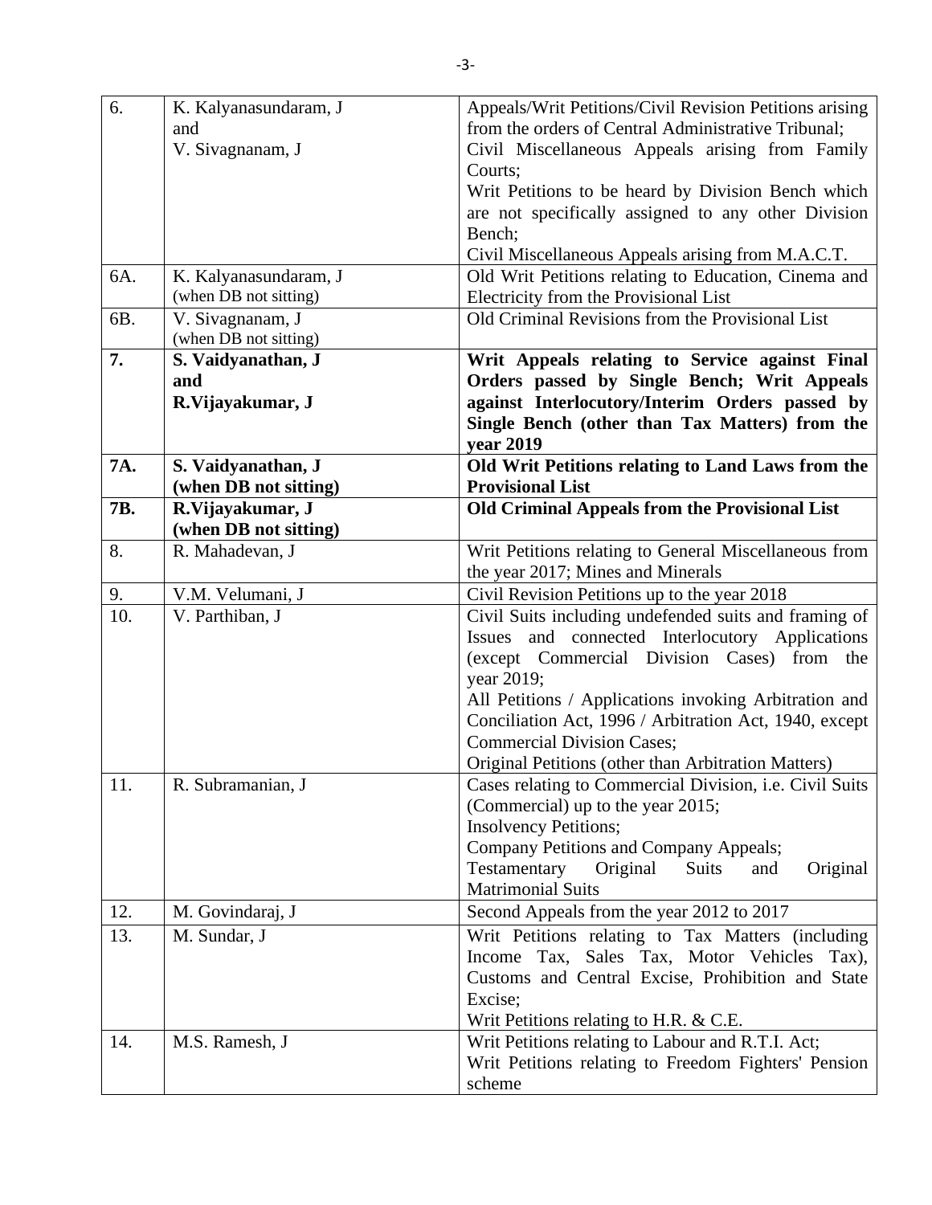| | | |
|---|---|---|
| 6. | K. Kalyanasundaram, J<br>and<br>V. Sivagnanam, J | Appeals/Writ Petitions/Civil Revision Petitions arising from the orders of Central Administrative Tribunal;<br>Civil Miscellaneous Appeals arising from Family Courts;<br>Writ Petitions to be heard by Division Bench which are not specifically assigned to any other Division Bench;<br>Civil Miscellaneous Appeals arising from M.A.C.T. |
| 6A. | K. Kalyanasundaram, J<br>(when DB not sitting) | Old Writ Petitions relating to Education, Cinema and Electricity from the Provisional List |
| 6B. | V. Sivagnanam, J<br>(when DB not sitting) | Old Criminal Revisions from the Provisional List |
| **7.** | **S. Vaidyanathan, J<br>and<br>R.Vijayakumar, J** | **Writ Appeals relating to Service against Final Orders passed by Single Bench; Writ Appeals against Interlocutory/Interim Orders passed by Single Bench (other than Tax Matters) from the year 2019** |
| **7A.** | **S. Vaidyanathan, J<br>(when DB not sitting)** | **Old Writ Petitions relating to Land Laws from the Provisional List** |
| **7B.** | **R.Vijayakumar, J<br>(when DB not sitting)** | **Old Criminal Appeals from the Provisional List** |
| 8. | R. Mahadevan, J | Writ Petitions relating to General Miscellaneous from the year 2017; Mines and Minerals |
| 9. | V.M. Velumani, J | Civil Revision Petitions up to the year 2018 |
| 10. | V. Parthiban, J | Civil Suits including undefended suits and framing of Issues and connected Interlocutory Applications (except Commercial Division Cases) from the year 2019;<br>All Petitions / Applications invoking Arbitration and Conciliation Act, 1996 / Arbitration Act, 1940, except Commercial Division Cases;<br>Original Petitions (other than Arbitration Matters) |
| 11. | R. Subramanian, J | Cases relating to Commercial Division, i.e. Civil Suits (Commercial) up to the year 2015;<br>Insolvency Petitions;<br>Company Petitions and Company Appeals;<br>Testamentary Original Suits and Original Matrimonial Suits |
| 12. | M. Govindaraj, J | Second Appeals from the year 2012 to 2017 |
| 13. | M. Sundar, J | Writ Petitions relating to Tax Matters (including Income Tax, Sales Tax, Motor Vehicles Tax), Customs and Central Excise, Prohibition and State Excise;<br>Writ Petitions relating to H.R. & C.E. |
| 14. | M.S. Ramesh, J | Writ Petitions relating to Labour and R.T.I. Act;<br>Writ Petitions relating to Freedom Fighters' Pension scheme |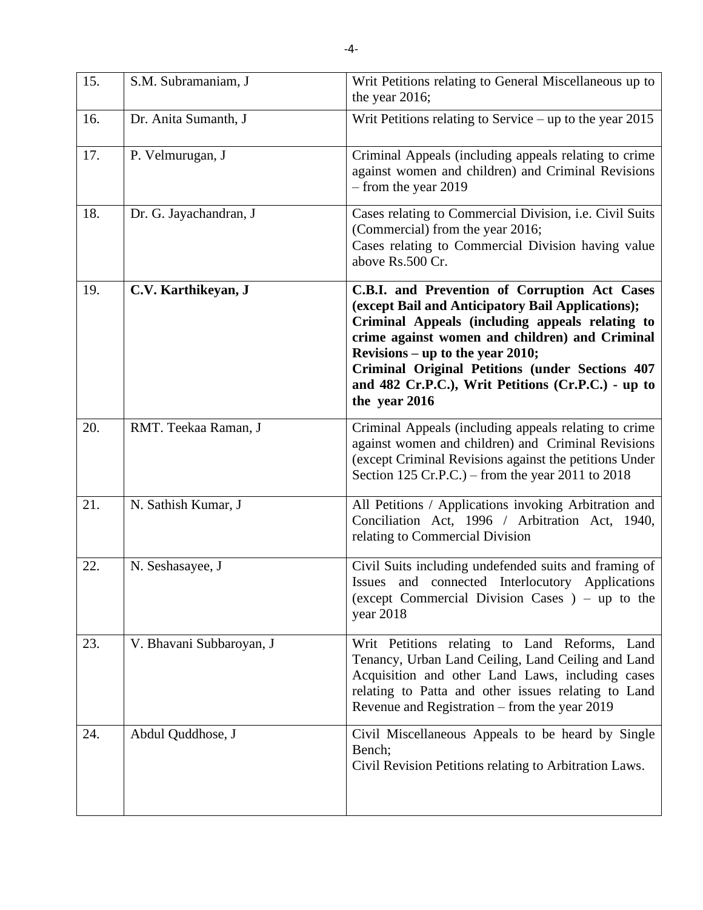| | | |
|---|---|---|
| 15. | S.M. Subramaniam, J | Writ Petitions relating to General Miscellaneous up to the year 2016; |
| 16. | Dr. Anita Sumanth, J | Writ Petitions relating to Service – up to the year 2015 |
| 17. | P. Velmurugan, J | Criminal Appeals (including appeals relating to crime against women and children) and Criminal Revisions – from the year 2019 |
| 18. | Dr. G. Jayachandran, J | Cases relating to Commercial Division, i.e. Civil Suits (Commercial) from the year 2016; Cases relating to Commercial Division having value above Rs.500 Cr. |
| 19. | **C.V. Karthikeyan, J** | **C.B.I. and Prevention of Corruption Act Cases (except Bail and Anticipatory Bail Applications); Criminal Appeals (including appeals relating to crime against women and children) and Criminal Revisions – up to the year 2010; Criminal Original Petitions (under Sections 407 and 482 Cr.P.C.), Writ Petitions (Cr.P.C.) - up to the year 2016** |
| 20. | RMT. Teekaa Raman, J | Criminal Appeals (including appeals relating to crime against women and children) and Criminal Revisions (except Criminal Revisions against the petitions Under Section 125 Cr.P.C.) – from the year 2011 to 2018 |
| 21. | N. Sathish Kumar, J | All Petitions / Applications invoking Arbitration and Conciliation Act, 1996 / Arbitration Act, 1940, relating to Commercial Division |
| 22. | N. Seshasayee, J | Civil Suits including undefended suits and framing of Issues and connected Interlocutory Applications (except Commercial Division Cases ) – up to the year 2018 |
| 23. | V. Bhavani Subbaroyan, J | Writ Petitions relating to Land Reforms, Land Tenancy, Urban Land Ceiling, Land Ceiling and Land Acquisition and other Land Laws, including cases relating to Patta and other issues relating to Land Revenue and Registration – from the year 2019 |
| 24. | Abdul Quddhose, J | Civil Miscellaneous Appeals to be heard by Single Bench; Civil Revision Petitions relating to Arbitration Laws. |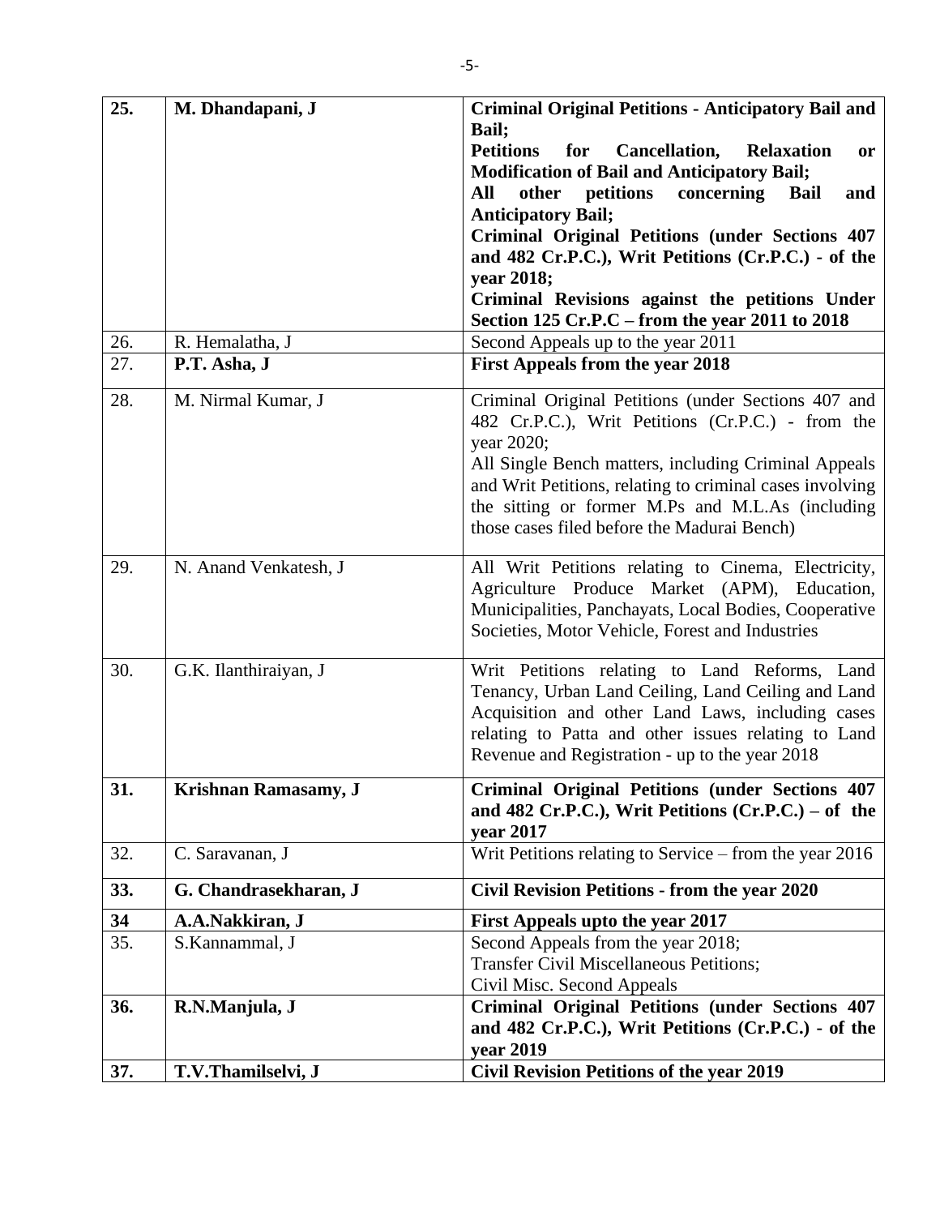| | | |
|---|---|---|
| **25.** | **M. Dhandapani, J** | **Criminal Original Petitions - Anticipatory Bail and Bail;**<br>**Petitions for Cancellation, Relaxation or Modification of Bail and Anticipatory Bail;**<br>**All other petitions concerning Bail and Anticipatory Bail;**<br>**Criminal Original Petitions (under Sections 407 and 482 Cr.P.C.), Writ Petitions (Cr.P.C.) - of the year 2018;**<br>**Criminal Revisions against the petitions Under Section 125 Cr.P.C – from the year 2011 to 2018** |
| 26. | R. Hemalatha, J | Second Appeals up to the year 2011 |
| 27. | **P.T. Asha, J** | **First Appeals from the year 2018** |
| 28. | M. Nirmal Kumar, J | Criminal Original Petitions (under Sections 407 and 482 Cr.P.C.), Writ Petitions (Cr.P.C.) - from the year 2020;<br>All Single Bench matters, including Criminal Appeals and Writ Petitions, relating to criminal cases involving the sitting or former M.Ps and M.L.As (including those cases filed before the Madurai Bench) |
| 29. | N. Anand Venkatesh, J | All Writ Petitions relating to Cinema, Electricity, Agriculture Produce Market (APM), Education, Municipalities, Panchayats, Local Bodies, Cooperative Societies, Motor Vehicle, Forest and Industries |
| 30. | G.K. Ilanthiraiyan, J | Writ Petitions relating to Land Reforms, Land Tenancy, Urban Land Ceiling, Land Ceiling and Land Acquisition and other Land Laws, including cases relating to Patta and other issues relating to Land Revenue and Registration - up to the year 2018 |
| **31.** | **Krishnan Ramasamy, J** | **Criminal Original Petitions (under Sections 407 and 482 Cr.P.C.), Writ Petitions (Cr.P.C.) – of the year 2017** |
| 32. | C. Saravanan, J | Writ Petitions relating to Service – from the year 2016 |
| **33.** | **G. Chandrasekharan, J** | **Civil Revision Petitions - from the year 2020** |
| **34** | **A.A.Nakkiran, J** | **First Appeals upto the year 2017** |
| 35. | S.Kannammal, J | Second Appeals from the year 2018;<br>Transfer Civil Miscellaneous Petitions;<br>Civil Misc. Second Appeals |
| **36.** | **R.N.Manjula, J** | **Criminal Original Petitions (under Sections 407 and 482 Cr.P.C.), Writ Petitions (Cr.P.C.) - of the year 2019** |
| **37.** | **T.V.Thamilselvi, J** | **Civil Revision Petitions of the year 2019** |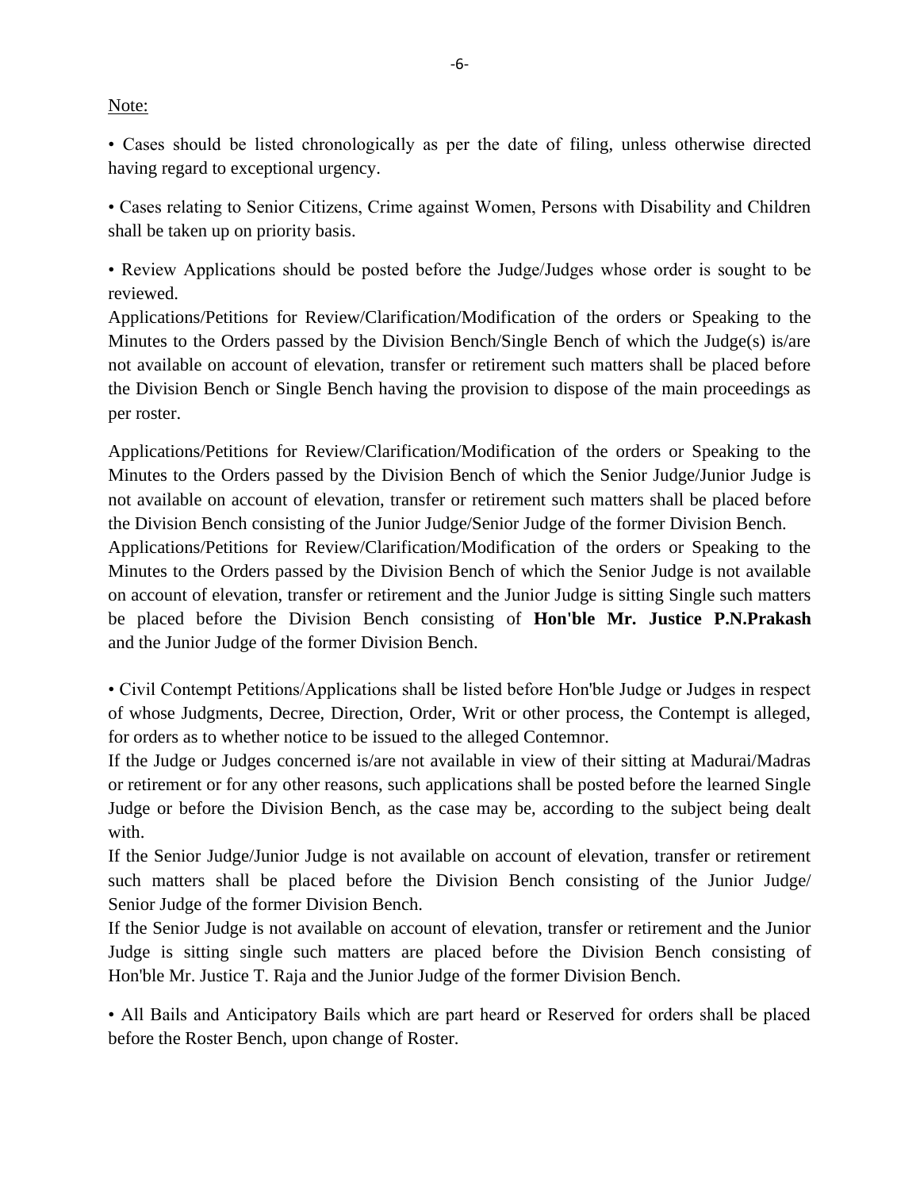Note:

• Cases should be listed chronologically as per the date of filing, unless otherwise directed having regard to exceptional urgency.

• Cases relating to Senior Citizens, Crime against Women, Persons with Disability and Children shall be taken up on priority basis.

• Review Applications should be posted before the Judge/Judges whose order is sought to be reviewed.
Applications/Petitions for Review/Clarification/Modification of the orders or Speaking to the Minutes to the Orders passed by the Division Bench/Single Bench of which the Judge(s) is/are not available on account of elevation, transfer or retirement such matters shall be placed before the Division Bench or Single Bench having the provision to dispose of the main proceedings as per roster.

Applications/Petitions for Review/Clarification/Modification of the orders or Speaking to the Minutes to the Orders passed by the Division Bench of which the Senior Judge/Junior Judge is not available on account of elevation, transfer or retirement such matters shall be placed before the Division Bench consisting of the Junior Judge/Senior Judge of the former Division Bench.
Applications/Petitions for Review/Clarification/Modification of the orders or Speaking to the Minutes to the Orders passed by the Division Bench of which the Senior Judge is not available on account of elevation, transfer or retirement and the Junior Judge is sitting Single such matters be placed before the Division Bench consisting of **Hon'ble Mr. Justice P.N.Prakash** and the Junior Judge of the former Division Bench.

• Civil Contempt Petitions/Applications shall be listed before Hon'ble Judge or Judges in respect of whose Judgments, Decree, Direction, Order, Writ or other process, the Contempt is alleged, for orders as to whether notice to be issued to the alleged Contemnor.
If the Judge or Judges concerned is/are not available in view of their sitting at Madurai/Madras or retirement or for any other reasons, such applications shall be posted before the learned Single Judge or before the Division Bench, as the case may be, according to the subject being dealt with.
If the Senior Judge/Junior Judge is not available on account of elevation, transfer or retirement such matters shall be placed before the Division Bench consisting of the Junior Judge/ Senior Judge of the former Division Bench.
If the Senior Judge is not available on account of elevation, transfer or retirement and the Junior Judge is sitting single such matters are placed before the Division Bench consisting of Hon'ble Mr. Justice T. Raja and the Junior Judge of the former Division Bench.

• All Bails and Anticipatory Bails which are part heard or Reserved for orders shall be placed before the Roster Bench, upon change of Roster.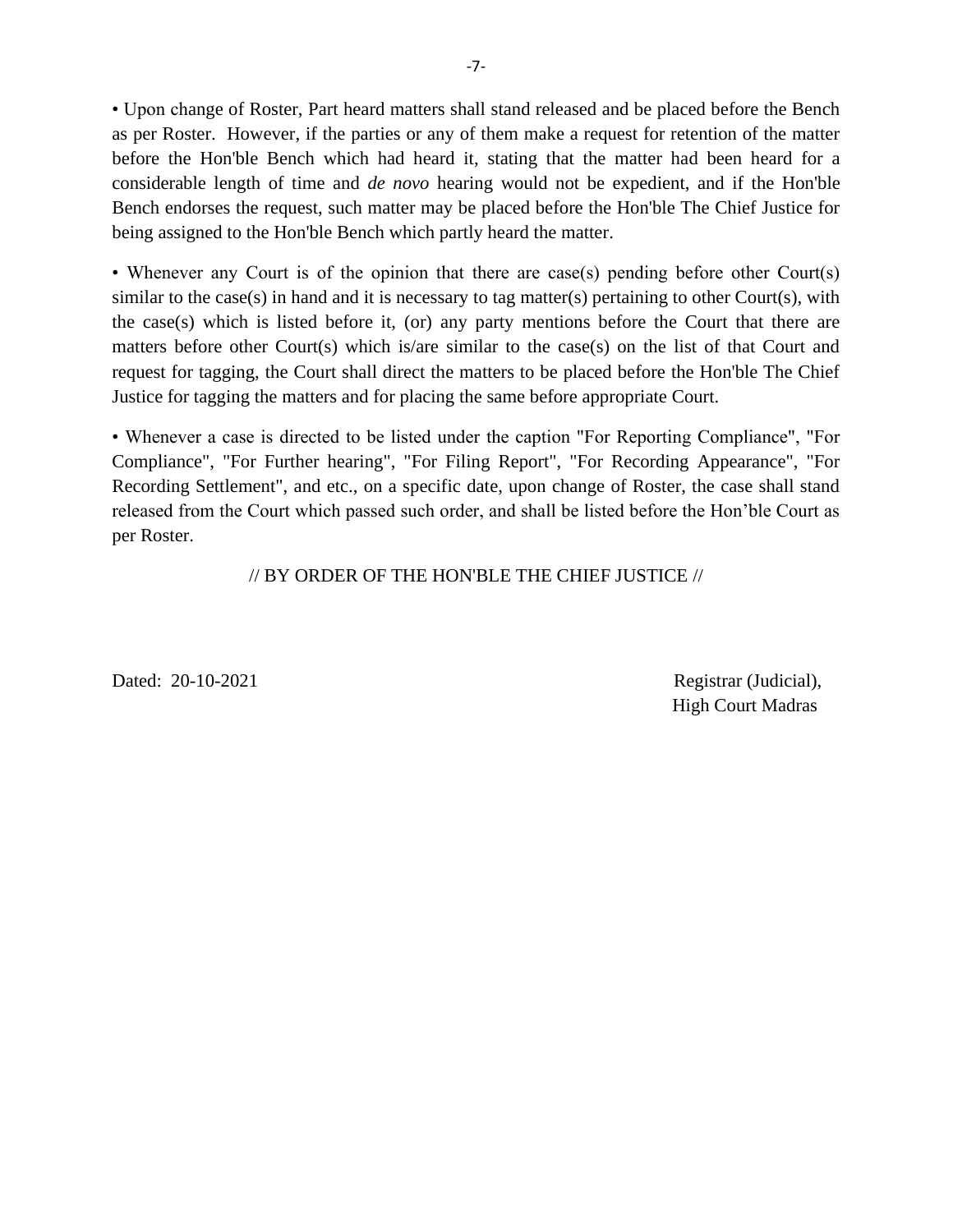• Upon change of Roster, Part heard matters shall stand released and be placed before the Bench as per Roster. However, if the parties or any of them make a request for retention of the matter before the Hon'ble Bench which had heard it, stating that the matter had been heard for a considerable length of time and *de novo* hearing would not be expedient, and if the Hon'ble Bench endorses the request, such matter may be placed before the Hon'ble The Chief Justice for being assigned to the Hon'ble Bench which partly heard the matter.

• Whenever any Court is of the opinion that there are case(s) pending before other Court(s) similar to the case(s) in hand and it is necessary to tag matter(s) pertaining to other Court(s), with the case(s) which is listed before it, (or) any party mentions before the Court that there are matters before other Court(s) which is/are similar to the case(s) on the list of that Court and request for tagging, the Court shall direct the matters to be placed before the Hon'ble The Chief Justice for tagging the matters and for placing the same before appropriate Court.

• Whenever a case is directed to be listed under the caption "For Reporting Compliance", "For Compliance", "For Further hearing", "For Filing Report", "For Recording Appearance", "For Recording Settlement", and etc., on a specific date, upon change of Roster, the case shall stand released from the Court which passed such order, and shall be listed before the Hon'ble Court as per Roster.

// BY ORDER OF THE HON'BLE THE CHIEF JUSTICE //

Dated: 20-10-2021

Registrar (Judicial),
High Court Madras